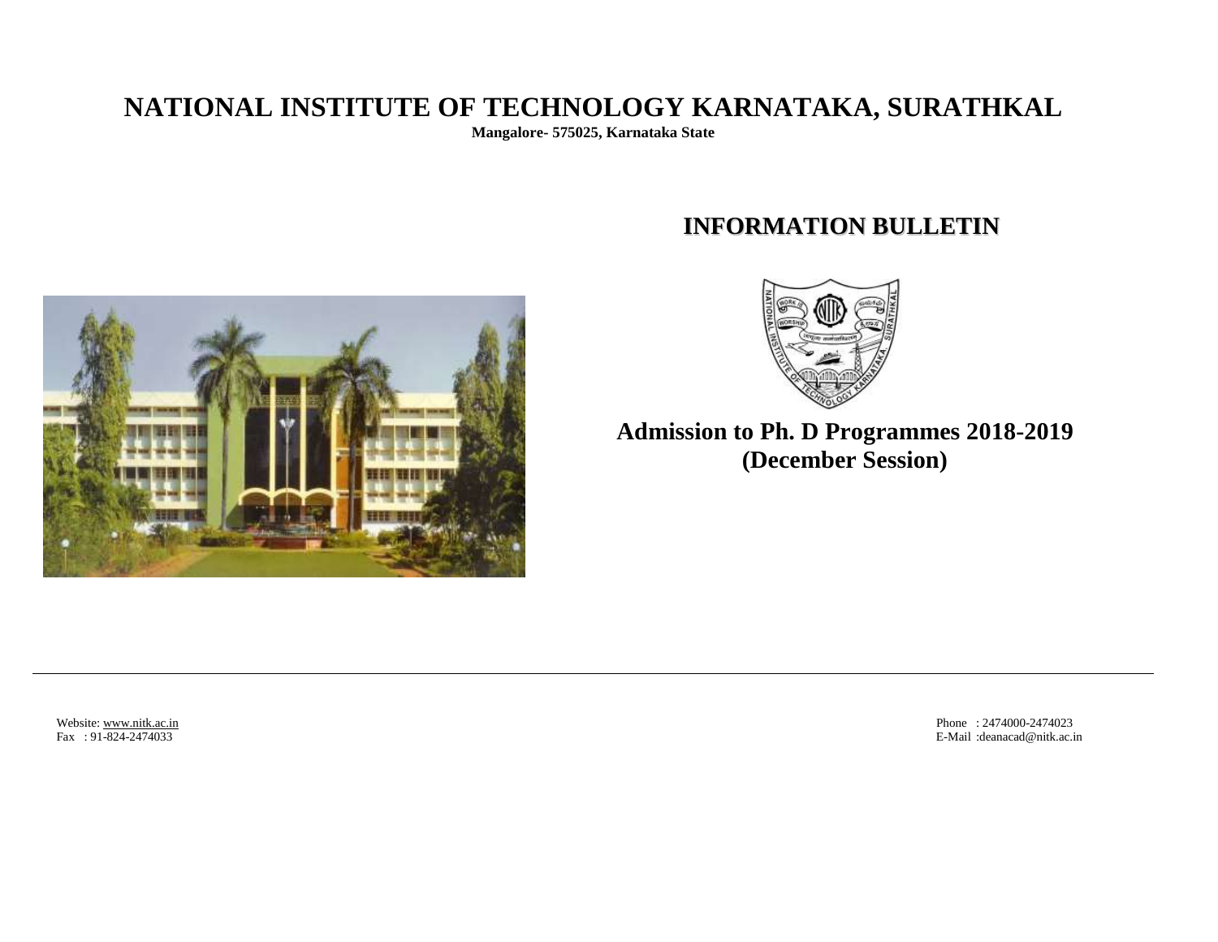# NATIONAL INSTITUTE OF TECHNOLOGY KARNATAKA, SURATHKAL

**Mangalore- 575025, Karnataka State**

## INFORMATION BULLETIN

## Admission to Ph. D Programmes 2018-2019 (December Session)

---

Website: www.nitk.ac.in
Fax : 91-824-2474033

Phone : 2474000-2474023
E-Mail :deanacad@nitk.ac.in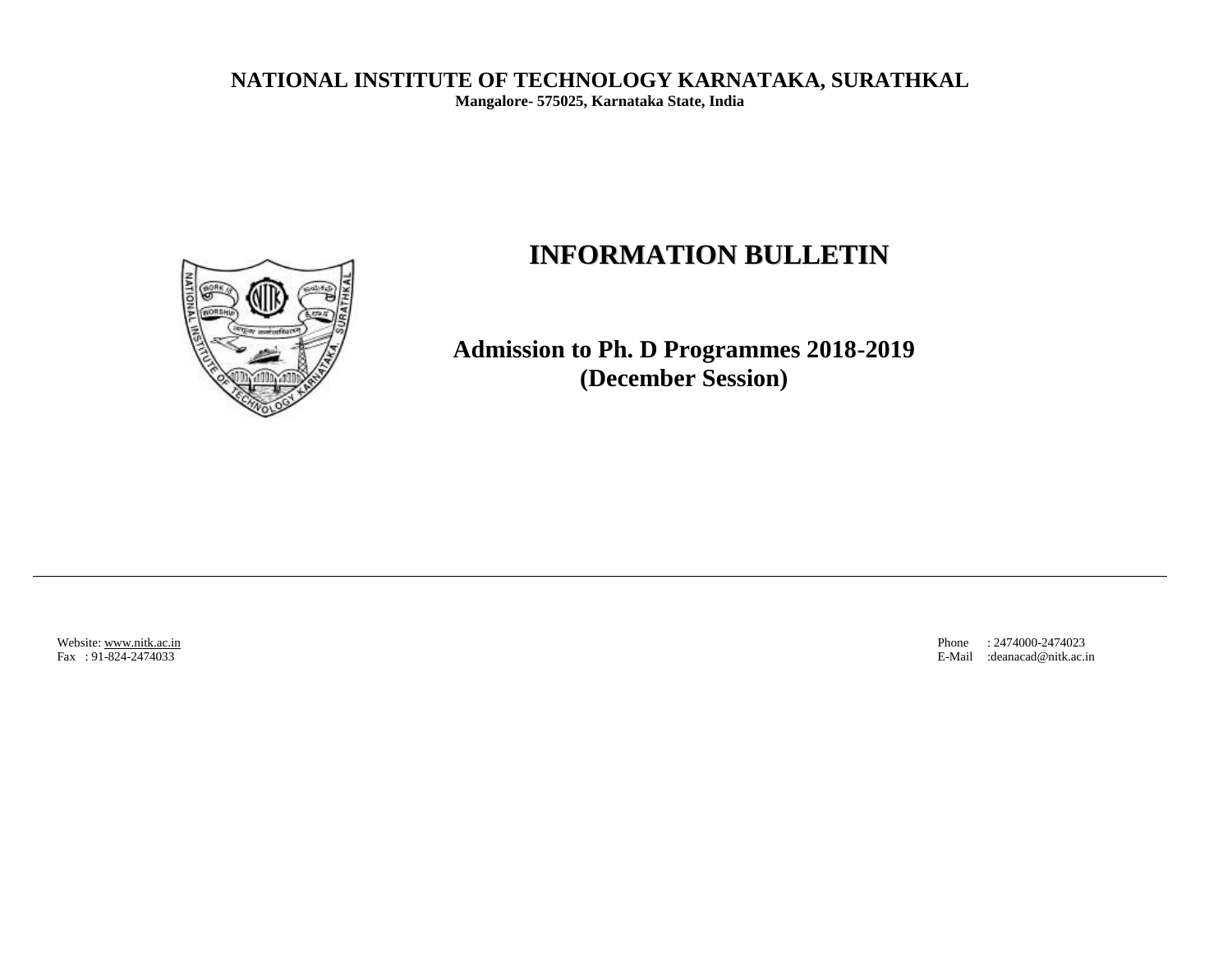**NATIONAL INSTITUTE OF TECHNOLOGY KARNATAKA, SURATHKAL**
**Mangalore- 575025, Karnataka State, India**

# INFORMATION BULLETIN

## Admission to Ph. D Programmes 2018-2019
## (December Session)

---

Website: www.nitk.ac.in
Fax : 91-824-2474033

Phone : 2474000-2474023
E-Mail :deanacad@nitk.ac.in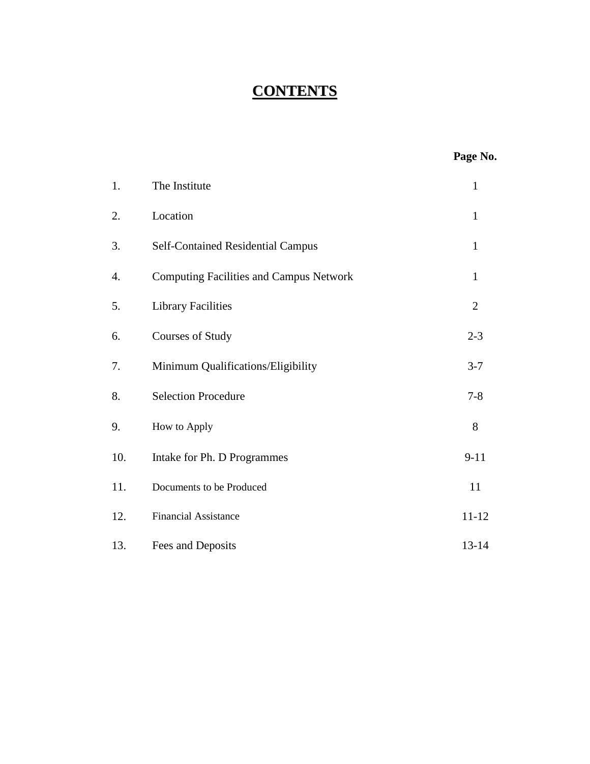# CONTENTS

| | | Page No. |
|---|---|---|
| 1. | The Institute | 1 |
| 2. | Location | 1 |
| 3. | Self-Contained Residential Campus | 1 |
| 4. | Computing Facilities and Campus Network | 1 |
| 5. | Library Facilities | 2 |
| 6. | Courses of Study | 2-3 |
| 7. | Minimum Qualifications/Eligibility | 3-7 |
| 8. | Selection Procedure | 7-8 |
| 9. | How to Apply | 8 |
| 10. | Intake for Ph. D Programmes | 9-11 |
| 11. | Documents to be Produced | 11 |
| 12. | Financial Assistance | 11-12 |
| 13. | Fees and Deposits | 13-14 |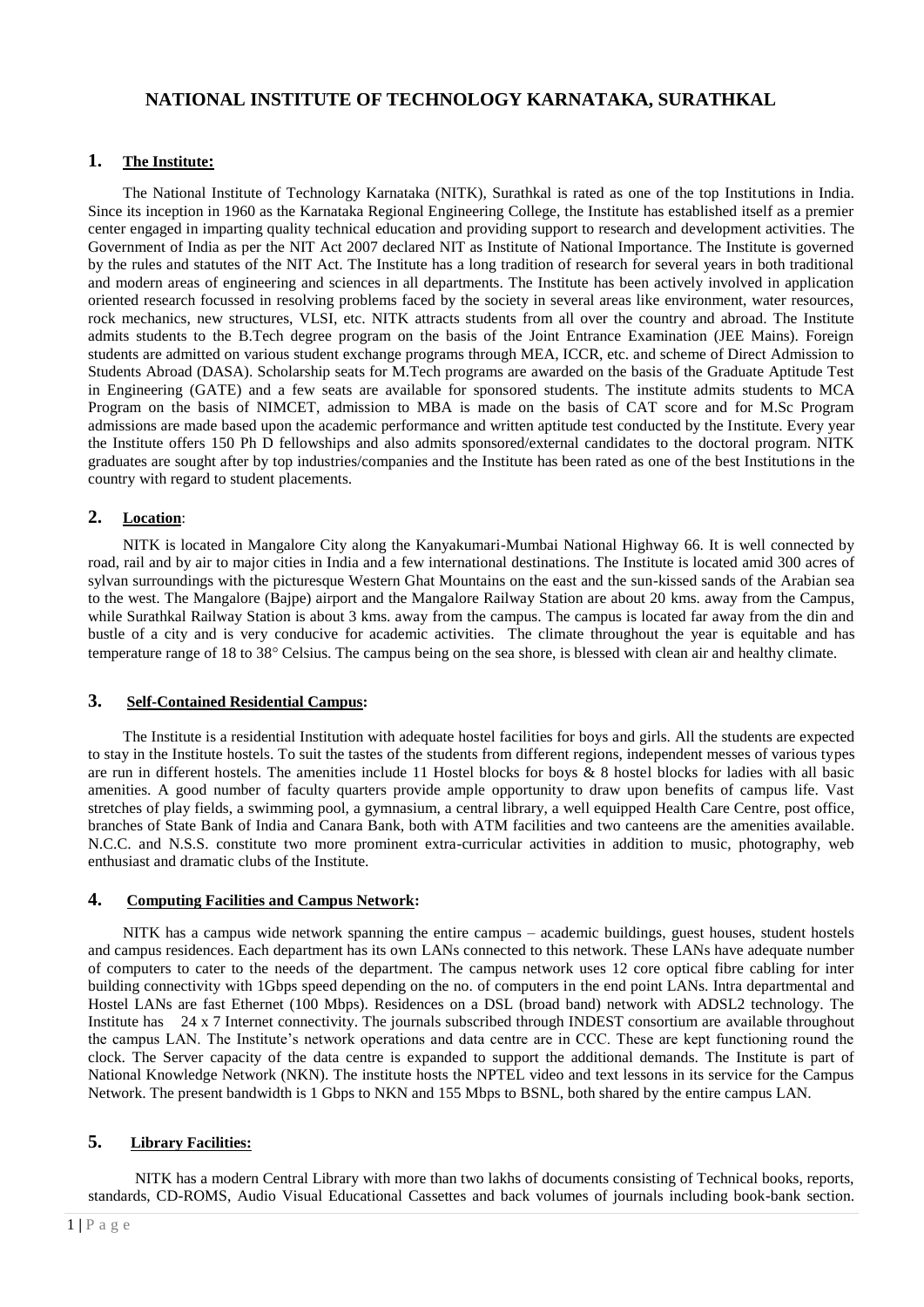# NATIONAL INSTITUTE OF TECHNOLOGY KARNATAKA, SURATHKAL

## 1. The Institute:

The National Institute of Technology Karnataka (NITK), Surathkal is rated as one of the top Institutions in India. Since its inception in 1960 as the Karnataka Regional Engineering College, the Institute has established itself as a premier center engaged in imparting quality technical education and providing support to research and development activities. The Government of India as per the NIT Act 2007 declared NIT as Institute of National Importance. The Institute is governed by the rules and statutes of the NIT Act. The Institute has a long tradition of research for several years in both traditional and modern areas of engineering and sciences in all departments. The Institute has been actively involved in application oriented research focussed in resolving problems faced by the society in several areas like environment, water resources, rock mechanics, new structures, VLSI, etc. NITK attracts students from all over the country and abroad. The Institute admits students to the B.Tech degree program on the basis of the Joint Entrance Examination (JEE Mains). Foreign students are admitted on various student exchange programs through MEA, ICCR, etc. and scheme of Direct Admission to Students Abroad (DASA). Scholarship seats for M.Tech programs are awarded on the basis of the Graduate Aptitude Test in Engineering (GATE) and a few seats are available for sponsored students. The institute admits students to MCA Program on the basis of NIMCET, admission to MBA is made on the basis of CAT score and for M.Sc Program admissions are made based upon the academic performance and written aptitude test conducted by the Institute. Every year the Institute offers 150 Ph D fellowships and also admits sponsored/external candidates to the doctoral program. NITK graduates are sought after by top industries/companies and the Institute has been rated as one of the best Institutions in the country with regard to student placements.

## 2. Location:

NITK is located in Mangalore City along the Kanyakumari-Mumbai National Highway 66. It is well connected by road, rail and by air to major cities in India and a few international destinations. The Institute is located amid 300 acres of sylvan surroundings with the picturesque Western Ghat Mountains on the east and the sun-kissed sands of the Arabian sea to the west. The Mangalore (Bajpe) airport and the Mangalore Railway Station are about 20 kms. away from the Campus, while Surathkal Railway Station is about 3 kms. away from the campus. The campus is located far away from the din and bustle of a city and is very conducive for academic activities. The climate throughout the year is equitable and has temperature range of 18 to 38° Celsius. The campus being on the sea shore, is blessed with clean air and healthy climate.

## 3. Self-Contained Residential Campus:

The Institute is a residential Institution with adequate hostel facilities for boys and girls. All the students are expected to stay in the Institute hostels. To suit the tastes of the students from different regions, independent messes of various types are run in different hostels. The amenities include 11 Hostel blocks for boys & 8 hostel blocks for ladies with all basic amenities. A good number of faculty quarters provide ample opportunity to draw upon benefits of campus life. Vast stretches of play fields, a swimming pool, a gymnasium, a central library, a well equipped Health Care Centre, post office, branches of State Bank of India and Canara Bank, both with ATM facilities and two canteens are the amenities available. N.C.C. and N.S.S. constitute two more prominent extra-curricular activities in addition to music, photography, web enthusiast and dramatic clubs of the Institute.

## 4. Computing Facilities and Campus Network:

NITK has a campus wide network spanning the entire campus – academic buildings, guest houses, student hostels and campus residences. Each department has its own LANs connected to this network. These LANs have adequate number of computers to cater to the needs of the department. The campus network uses 12 core optical fibre cabling for inter building connectivity with 1Gbps speed depending on the no. of computers in the end point LANs. Intra departmental and Hostel LANs are fast Ethernet (100 Mbps). Residences on a DSL (broad band) network with ADSL2 technology. The Institute has 24 x 7 Internet connectivity. The journals subscribed through INDEST consortium are available throughout the campus LAN. The Institute's network operations and data centre are in CCC. These are kept functioning round the clock. The Server capacity of the data centre is expanded to support the additional demands. The Institute is part of National Knowledge Network (NKN). The institute hosts the NPTEL video and text lessons in its service for the Campus Network. The present bandwidth is 1 Gbps to NKN and 155 Mbps to BSNL, both shared by the entire campus LAN.

## 5. Library Facilities:

NITK has a modern Central Library with more than two lakhs of documents consisting of Technical books, reports, standards, CD-ROMS, Audio Visual Educational Cassettes and back volumes of journals including book-bank section.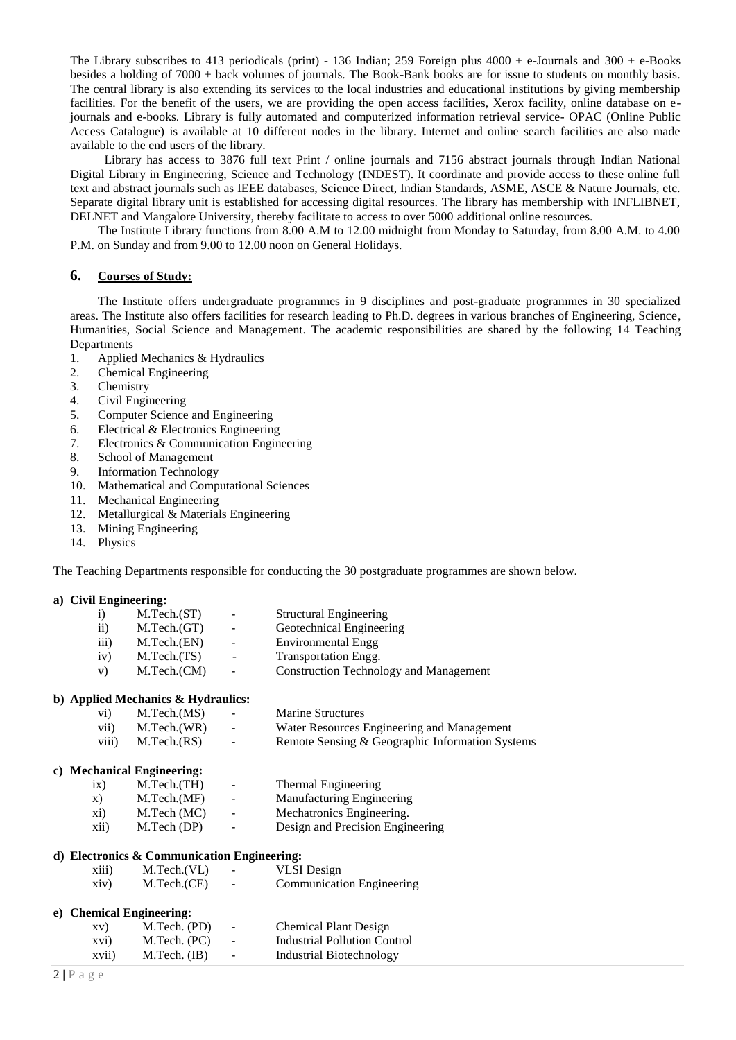The Library subscribes to 413 periodicals (print) - 136 Indian; 259 Foreign plus 4000 + e-Journals and 300 + e-Books besides a holding of 7000 + back volumes of journals. The Book-Bank books are for issue to students on monthly basis. The central library is also extending its services to the local industries and educational institutions by giving membership facilities. For the benefit of the users, we are providing the open access facilities, Xerox facility, online database on e-journals and e-books. Library is fully automated and computerized information retrieval service- OPAC (Online Public Access Catalogue) is available at 10 different nodes in the library. Internet and online search facilities are also made available to the end users of the library.

Library has access to 3876 full text Print / online journals and 7156 abstract journals through Indian National Digital Library in Engineering, Science and Technology (INDEST). It coordinate and provide access to these online full text and abstract journals such as IEEE databases, Science Direct, Indian Standards, ASME, ASCE & Nature Journals, etc. Separate digital library unit is established for accessing digital resources. The library has membership with INFLIBNET, DELNET and Mangalore University, thereby facilitate to access to over 5000 additional online resources.

The Institute Library functions from 8.00 A.M to 12.00 midnight from Monday to Saturday, from 8.00 A.M. to 4.00 P.M. on Sunday and from 9.00 to 12.00 noon on General Holidays.

## 6. Courses of Study:

The Institute offers undergraduate programmes in 9 disciplines and post-graduate programmes in 30 specialized areas. The Institute also offers facilities for research leading to Ph.D. degrees in various branches of Engineering, Science, Humanities, Social Science and Management. The academic responsibilities are shared by the following 14 Teaching Departments

1. Applied Mechanics & Hydraulics
2. Chemical Engineering
3. Chemistry
4. Civil Engineering
5. Computer Science and Engineering
6. Electrical & Electronics Engineering
7. Electronics & Communication Engineering
8. School of Management
9. Information Technology
10. Mathematical and Computational Sciences
11. Mechanical Engineering
12. Metallurgical & Materials Engineering
13. Mining Engineering
14. Physics

The Teaching Departments responsible for conducting the 30 postgraduate programmes are shown below.

**a) Civil Engineering:**

- i) M.Tech.(ST) - Structural Engineering
- ii) M.Tech.(GT) - Geotechnical Engineering
- iii) M.Tech.(EN) - Environmental Engg
- iv) M.Tech.(TS) - Transportation Engg.
- v) M.Tech.(CM) - Construction Technology and Management

**b) Applied Mechanics & Hydraulics:**

- vi) M.Tech.(MS) - Marine Structures
- vii) M.Tech.(WR) - Water Resources Engineering and Management
- viii) M.Tech.(RS) - Remote Sensing & Geographic Information Systems

**c) Mechanical Engineering:**

- ix) M.Tech.(TH) - Thermal Engineering
- x) M.Tech.(MF) - Manufacturing Engineering
- xi) M.Tech (MC) - Mechatronics Engineering.
- xii) M.Tech (DP) - Design and Precision Engineering

**d) Electronics & Communication Engineering:**

- xiii) M.Tech.(VL) - VLSI Design
- xiv) M.Tech.(CE) - Communication Engineering

**e) Chemical Engineering:**

- xv) M.Tech. (PD) - Chemical Plant Design
- xvi) M.Tech. (PC) - Industrial Pollution Control
- xvii) M.Tech. (IB) - Industrial Biotechnology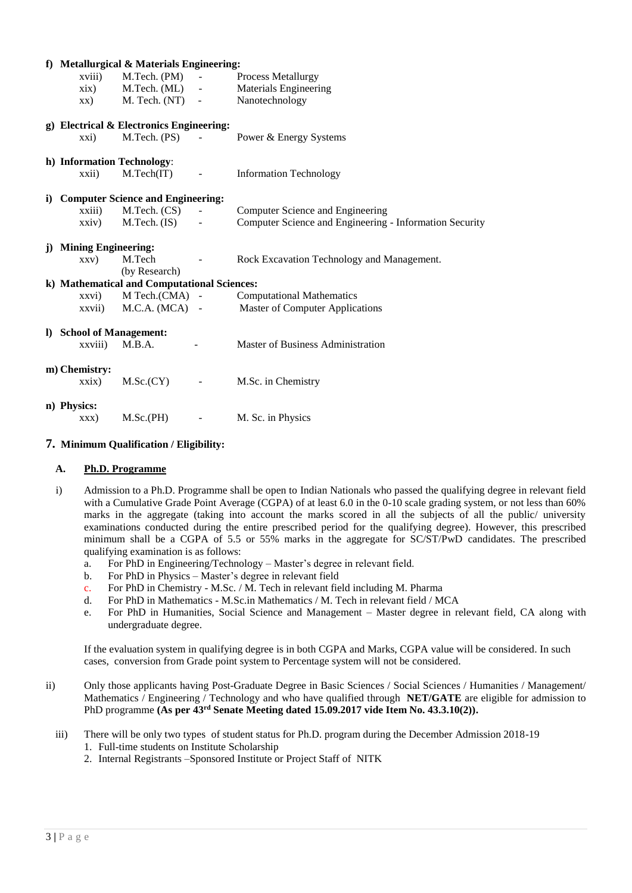**f) Metallurgical & Materials Engineering:**

| | | | |
|---|---|---|---|
| xviii) | M.Tech. (PM) | - | Process Metallurgy |
| xix) | M.Tech. (ML) | - | Materials Engineering |
| xx) | M. Tech. (NT) | - | Nanotechnology |

**g) Electrical & Electronics Engineering:**

| | | | |
|---|---|---|---|
| xxi) | M.Tech. (PS) | - | Power & Energy Systems |

**h) Information Technology**:

| | | | |
|---|---|---|---|
| xxii) | M.Tech(IT) | - | Information Technology |

**i) Computer Science and Engineering:**

| | | | |
|---|---|---|---|
| xxiii) | M.Tech. (CS) | - | Computer Science and Engineering |
| xxiv) | M.Tech. (IS) | - | Computer Science and Engineering - Information Security |

**j) Mining Engineering:**

| | | | |
|---|---|---|---|
| xxv) | M.Tech (by Research) | - | Rock Excavation Technology and Management. |

**k) Mathematical and Computational Sciences:**

| | | | |
|---|---|---|---|
| xxvi) | M Tech.(CMA) | - | Computational Mathematics |
| xxvii) | M.C.A. (MCA) | - | Master of Computer Applications |

**l) School of Management:**

| | | | |
|---|---|---|---|
| xxviii) | M.B.A. | - | Master of Business Administration |

**m) Chemistry:**

| | | | |
|---|---|---|---|
| xxix) | M.Sc.(CY) | - | M.Sc. in Chemistry |

**n) Physics:**

| | | | |
|---|---|---|---|
| xxx) | M.Sc.(PH) | - | M. Sc. in Physics |

## 7. Minimum Qualification / Eligibility:

### A. Ph.D. Programme

i) Admission to a Ph.D. Programme shall be open to Indian Nationals who passed the qualifying degree in relevant field with a Cumulative Grade Point Average (CGPA) of at least 6.0 in the 0-10 scale grading system, or not less than 60% marks in the aggregate (taking into account the marks scored in all the subjects of all the public/ university examinations conducted during the entire prescribed period for the qualifying degree). However, this prescribed minimum shall be a CGPA of 5.5 or 55% marks in the aggregate for SC/ST/PwD candidates. The prescribed qualifying examination is as follows:

   a. For PhD in Engineering/Technology – Master's degree in relevant field.
   b. For PhD in Physics – Master's degree in relevant field
   c. For PhD in Chemistry - M.Sc. / M. Tech in relevant field including M. Pharma
   d. For PhD in Mathematics - M.Sc.in Mathematics / M. Tech in relevant field / MCA
   e. For PhD in Humanities, Social Science and Management – Master degree in relevant field, CA along with undergraduate degree.

   If the evaluation system in qualifying degree is in both CGPA and Marks, CGPA value will be considered. In such cases, conversion from Grade point system to Percentage system will not be considered.

ii) Only those applicants having Post-Graduate Degree in Basic Sciences / Social Sciences / Humanities / Management/ Mathematics / Engineering / Technology and who have qualified through **NET/GATE** are eligible for admission to PhD programme **(As per 43rd Senate Meeting dated 15.09.2017 vide Item No. 43.3.10(2)).**

iii) There will be only two types of student status for Ph.D. program during the December Admission 2018-19
   1. Full-time students on Institute Scholarship
   2. Internal Registrants –Sponsored Institute or Project Staff of NITK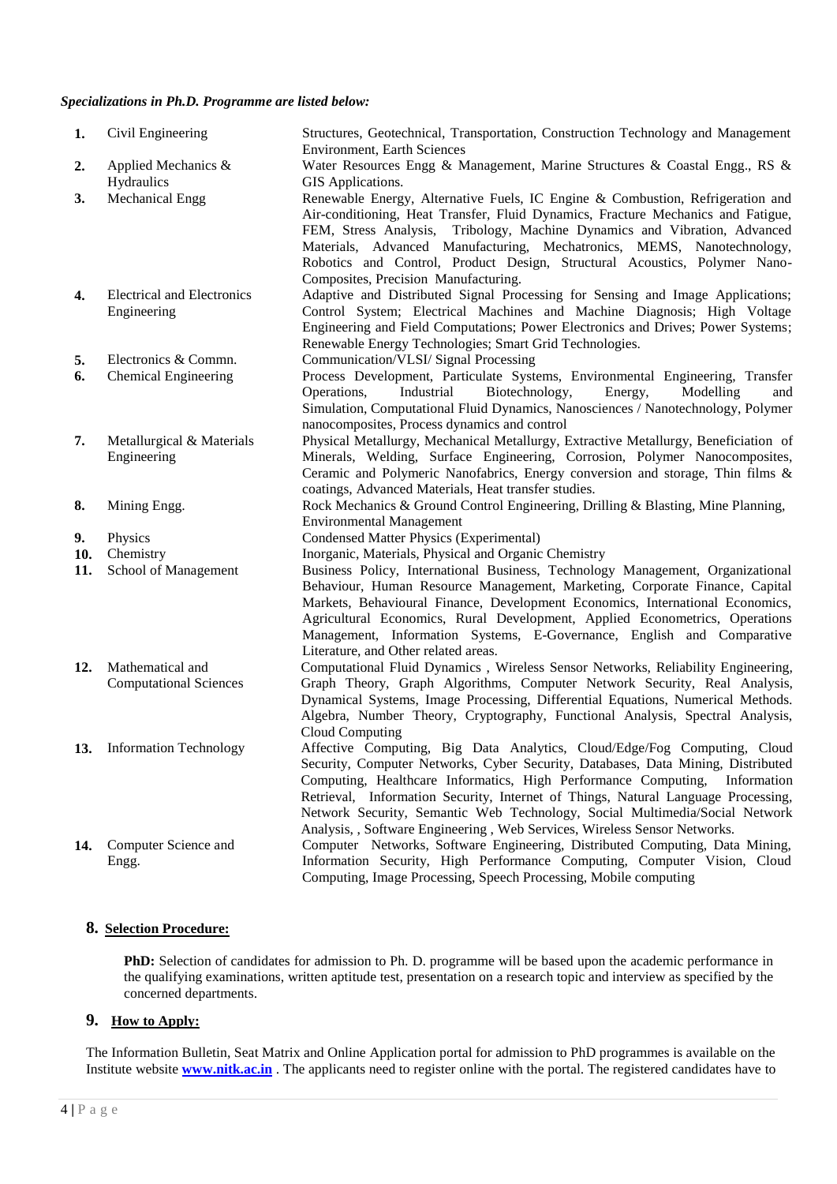***Specializations in Ph.D. Programme are listed below:***

| | | |
|---|---|---|
| **1.** | Civil Engineering | Structures, Geotechnical, Transportation, Construction Technology and Management Environment, Earth Sciences |
| **2.** | Applied Mechanics & Hydraulics | Water Resources Engg & Management, Marine Structures & Coastal Engg., RS & GIS Applications. |
| **3.** | Mechanical Engg | Renewable Energy, Alternative Fuels, IC Engine & Combustion, Refrigeration and Air-conditioning, Heat Transfer, Fluid Dynamics, Fracture Mechanics and Fatigue, FEM, Stress Analysis, Tribology, Machine Dynamics and Vibration, Advanced Materials, Advanced Manufacturing, Mechatronics, MEMS, Nanotechnology, Robotics and Control, Product Design, Structural Acoustics, Polymer Nano-Composites, Precision Manufacturing. |
| **4.** | Electrical and Electronics Engineering | Adaptive and Distributed Signal Processing for Sensing and Image Applications; Control System; Electrical Machines and Machine Diagnosis; High Voltage Engineering and Field Computations; Power Electronics and Drives; Power Systems; Renewable Energy Technologies; Smart Grid Technologies. |
| **5.** | Electronics & Commn. | Communication/VLSI/ Signal Processing |
| **6.** | Chemical Engineering | Process Development, Particulate Systems, Environmental Engineering, Transfer Operations, Industrial Biotechnology, Energy, Modelling and Simulation, Computational Fluid Dynamics, Nanosciences / Nanotechnology, Polymer nanocomposites, Process dynamics and control |
| **7.** | Metallurgical & Materials Engineering | Physical Metallurgy, Mechanical Metallurgy, Extractive Metallurgy, Beneficiation of Minerals, Welding, Surface Engineering, Corrosion, Polymer Nanocomposites, Ceramic and Polymeric Nanofabrics, Energy conversion and storage, Thin films & coatings, Advanced Materials, Heat transfer studies. |
| **8.** | Mining Engg. | Rock Mechanics & Ground Control Engineering, Drilling & Blasting, Mine Planning, Environmental Management |
| **9.** | Physics | Condensed Matter Physics (Experimental) |
| **10.** | Chemistry | Inorganic, Materials, Physical and Organic Chemistry |
| **11.** | School of Management | Business Policy, International Business, Technology Management, Organizational Behaviour, Human Resource Management, Marketing, Corporate Finance, Capital Markets, Behavioural Finance, Development Economics, International Economics, Agricultural Economics, Rural Development, Applied Econometrics, Operations Management, Information Systems, E-Governance, English and Comparative Literature, and Other related areas. |
| **12.** | Mathematical and Computational Sciences | Computational Fluid Dynamics , Wireless Sensor Networks, Reliability Engineering, Graph Theory, Graph Algorithms, Computer Network Security, Real Analysis, Dynamical Systems, Image Processing, Differential Equations, Numerical Methods. Algebra, Number Theory, Cryptography, Functional Analysis, Spectral Analysis, Cloud Computing |
| **13.** | Information Technology | Affective Computing, Big Data Analytics, Cloud/Edge/Fog Computing, Cloud Security, Computer Networks, Cyber Security, Databases, Data Mining, Distributed Computing, Healthcare Informatics, High Performance Computing, Information Retrieval, Information Security, Internet of Things, Natural Language Processing, Network Security, Semantic Web Technology, Social Multimedia/Social Network Analysis, , Software Engineering , Web Services, Wireless Sensor Networks. |
| **14.** | Computer Science and Engg. | Computer Networks, Software Engineering, Distributed Computing, Data Mining, Information Security, High Performance Computing, Computer Vision, Cloud Computing, Image Processing, Speech Processing, Mobile computing |

## 8. Selection Procedure:

**PhD:** Selection of candidates for admission to Ph. D. programme will be based upon the academic performance in the qualifying examinations, written aptitude test, presentation on a research topic and interview as specified by the concerned departments.

## 9. How to Apply:

The Information Bulletin, Seat Matrix and Online Application portal for admission to PhD programmes is available on the Institute website **www.nitk.ac.in** . The applicants need to register online with the portal. The registered candidates have to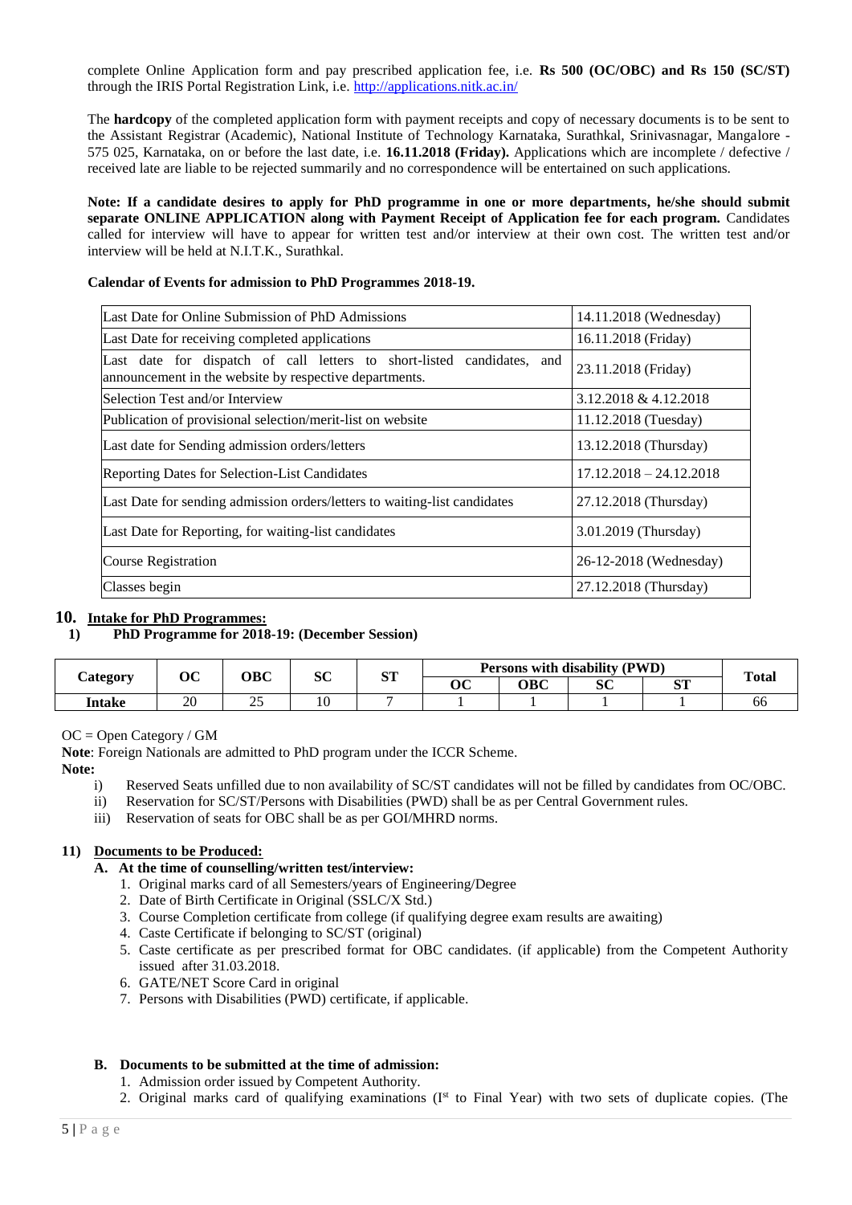complete Online Application form and pay prescribed application fee, i.e. **Rs 500 (OC/OBC) and Rs 150 (SC/ST)** through the IRIS Portal Registration Link, i.e. http://applications.nitk.ac.in/

The **hardcopy** of the completed application form with payment receipts and copy of necessary documents is to be sent to the Assistant Registrar (Academic), National Institute of Technology Karnataka, Surathkal, Srinivasnagar, Mangalore - 575 025, Karnataka, on or before the last date, i.e. **16.11.2018 (Friday).** Applications which are incomplete / defective / received late are liable to be rejected summarily and no correspondence will be entertained on such applications.

**Note: If a candidate desires to apply for PhD programme in one or more departments, he/she should submit separate ONLINE APPLICATION along with Payment Receipt of Application fee for each program.** Candidates called for interview will have to appear for written test and/or interview at their own cost. The written test and/or interview will be held at N.I.T.K., Surathkal.

**Calendar of Events for admission to PhD Programmes 2018-19.**

| Event | Date |
|---|---|
| Last Date for Online Submission of PhD Admissions | 14.11.2018 (Wednesday) |
| Last Date for receiving completed applications | 16.11.2018 (Friday) |
| Last date for dispatch of call letters to short-listed candidates, and announcement in the website by respective departments. | 23.11.2018 (Friday) |
| Selection Test and/or Interview | 3.12.2018 & 4.12.2018 |
| Publication of provisional selection/merit-list on website | 11.12.2018 (Tuesday) |
| Last date for Sending admission orders/letters | 13.12.2018 (Thursday) |
| Reporting Dates for Selection-List Candidates | 17.12.2018 – 24.12.2018 |
| Last Date for sending admission orders/letters to waiting-list candidates | 27.12.2018 (Thursday) |
| Last Date for Reporting, for waiting-list candidates | 3.01.2019 (Thursday) |
| Course Registration | 26-12-2018 (Wednesday) |
| Classes begin | 27.12.2018 (Thursday) |

## 10. Intake for PhD Programmes:

**1) PhD Programme for 2018-19: (December Session)**

| Category | OC | OBC | SC | ST | Persons with disability (PWD) | | | | Total |
|---|---|---|---|---|---|---|---|---|---|
| | | | | | OC | OBC | SC | ST | |
| **Intake** | 20 | 25 | 10 | 7 | 1 | 1 | 1 | 1 | 66 |

OC = Open Category / GM

**Note**: Foreign Nationals are admitted to PhD program under the ICCR Scheme.

**Note:**

i) Reserved Seats unfilled due to non availability of SC/ST candidates will not be filled by candidates from OC/OBC.
ii) Reservation for SC/ST/Persons with Disabilities (PWD) shall be as per Central Government rules.
iii) Reservation of seats for OBC shall be as per GOI/MHRD norms.

## 11) Documents to be Produced:

**A. At the time of counselling/written test/interview:**

1. Original marks card of all Semesters/years of Engineering/Degree
2. Date of Birth Certificate in Original (SSLC/X Std.)
3. Course Completion certificate from college (if qualifying degree exam results are awaiting)
4. Caste Certificate if belonging to SC/ST (original)
5. Caste certificate as per prescribed format for OBC candidates. (if applicable) from the Competent Authority issued after 31.03.2018.
6. GATE/NET Score Card in original
7. Persons with Disabilities (PWD) certificate, if applicable.

**B. Documents to be submitted at the time of admission:**

1. Admission order issued by Competent Authority.
2. Original marks card of qualifying examinations (I[st] to Final Year) with two sets of duplicate copies. (The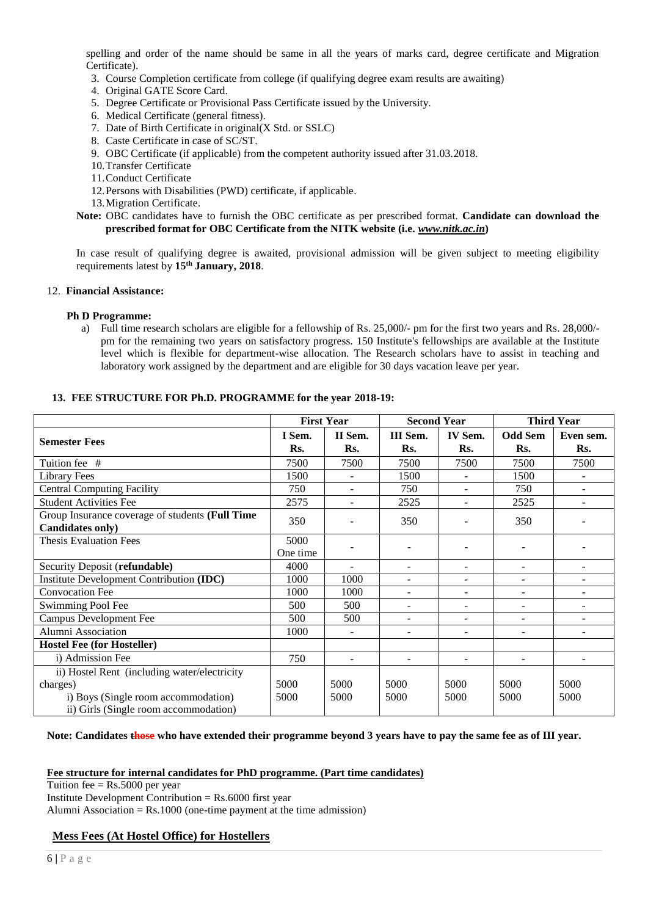spelling and order of the name should be same in all the years of marks card, degree certificate and Migration Certificate).

3. Course Completion certificate from college (if qualifying degree exam results are awaiting)
4. Original GATE Score Card.
5. Degree Certificate or Provisional Pass Certificate issued by the University.
6. Medical Certificate (general fitness).
7. Date of Birth Certificate in original(X Std. or SSLC)
8. Caste Certificate in case of SC/ST.
9. OBC Certificate (if applicable) from the competent authority issued after 31.03.2018.
10. Transfer Certificate
11. Conduct Certificate
12. Persons with Disabilities (PWD) certificate, if applicable.
13. Migration Certificate.

**Note:** OBC candidates have to furnish the OBC certificate as per prescribed format. **Candidate can download the prescribed format for OBC Certificate from the NITK website (i.e. *www.nitk.ac.in*)**

In case result of qualifying degree is awaited, provisional admission will be given subject to meeting eligibility requirements latest by **15th January, 2018**.

12. **Financial Assistance:**

**Ph D Programme:**

a) Full time research scholars are eligible for a fellowship of Rs. 25,000/- pm for the first two years and Rs. 28,000/- pm for the remaining two years on satisfactory progress. 150 Institute's fellowships are available at the Institute level which is flexible for department-wise allocation. The Research scholars have to assist in teaching and laboratory work assigned by the department and are eligible for 30 days vacation leave per year.

### 13. FEE STRUCTURE FOR Ph.D. PROGRAMME for the year 2018-19:

| | First Year | | Second Year | | Third Year | |
|---|---|---|---|---|---|---|
| **Semester Fees** | **I Sem. Rs.** | **II Sem. Rs.** | **III Sem. Rs.** | **IV Sem. Rs.** | **Odd Sem Rs.** | **Even sem. Rs.** |
| Tuition fee # | 7500 | 7500 | 7500 | 7500 | 7500 | 7500 |
| Library Fees | 1500 | - | 1500 | - | 1500 | - |
| Central Computing Facility | 750 | - | 750 | - | 750 | - |
| Student Activities Fee | 2575 | - | 2525 | - | 2525 | - |
| Group Insurance coverage of students **(Full Time Candidates only)** | 350 | - | 350 | - | 350 | - |
| Thesis Evaluation Fees | 5000 One time | - | - | - | - | - |
| Security Deposit (**refundable**) | 4000 | - | - | - | - | - |
| Institute Development Contribution **(IDC)** | 1000 | 1000 | - | - | - | - |
| Convocation Fee | 1000 | 1000 | - | - | - | - |
| Swimming Pool Fee | 500 | 500 | - | - | - | - |
| Campus Development Fee | 500 | 500 | - | - | - | - |
| Alumni Association | 1000 | - | - | - | - | - |
| **Hostel Fee (for Hosteller)** | | | | | | |
| i) Admission Fee | 750 | - | - | - | - | - |
| ii) Hostel Rent (including water/electricity charges) i) Boys (Single room accommodation) ii) Girls (Single room accommodation) | 5000 5000 | 5000 5000 | 5000 5000 | 5000 5000 | 5000 5000 | 5000 5000 |

**Note: Candidates ~~those~~ who have extended their programme beyond 3 years have to pay the same fee as of III year.**

**Fee structure for internal candidates for PhD programme. (Part time candidates)**

Tuition fee = Rs.5000 per year
Institute Development Contribution = Rs.6000 first year
Alumni Association = Rs.1000 (one-time payment at the time admission)

**Mess Fees (At Hostel Office) for Hostellers**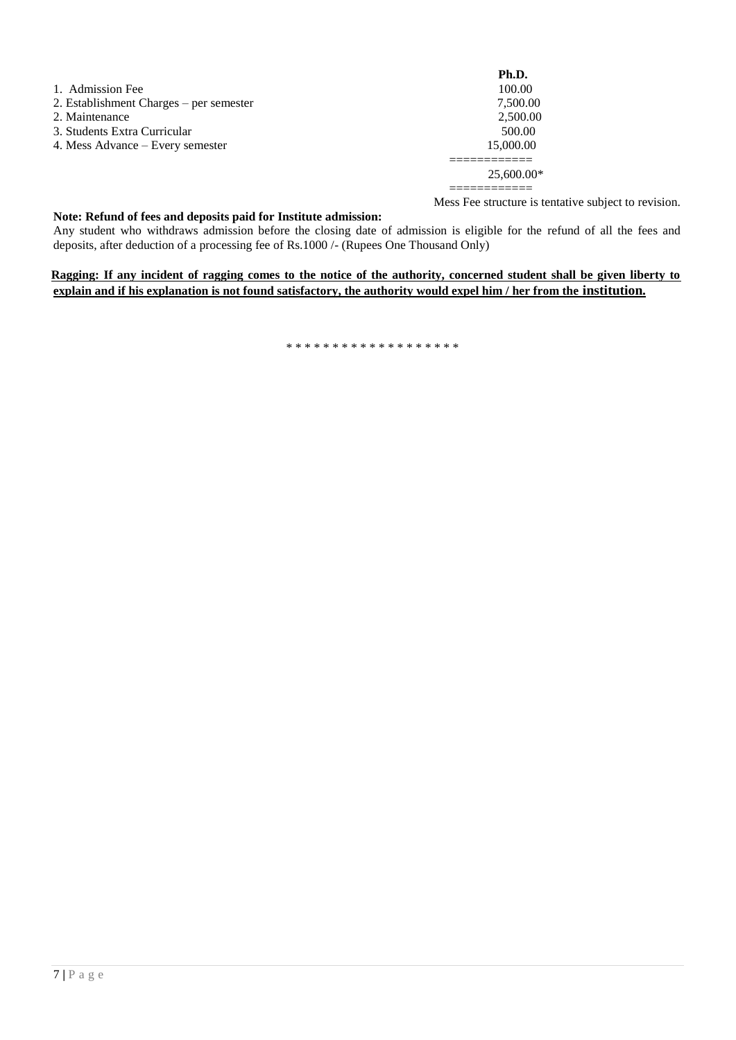| | Ph.D. |
|---|---|
| 1. Admission Fee | 100.00 |
| 2. Establishment Charges – per semester | 7,500.00 |
| 2. Maintenance | 2,500.00 |
| 3. Students Extra Curricular | 500.00 |
| 4. Mess Advance – Every semester | 15,000.00 |
| | 25,600.00* |

Mess Fee structure is tentative subject to revision.

**Note: Refund of fees and deposits paid for Institute admission:**

Any student who withdraws admission before the closing date of admission is eligible for the refund of all the fees and deposits, after deduction of a processing fee of Rs.1000 /- (Rupees One Thousand Only)

**<u>Ragging: If any incident of ragging comes to the notice of the authority, concerned student shall be given liberty to explain and if his explanation is not found satisfactory, the authority would expel him / her from the institution.</u>**

* * * * * * * * * * * * * * * * * *